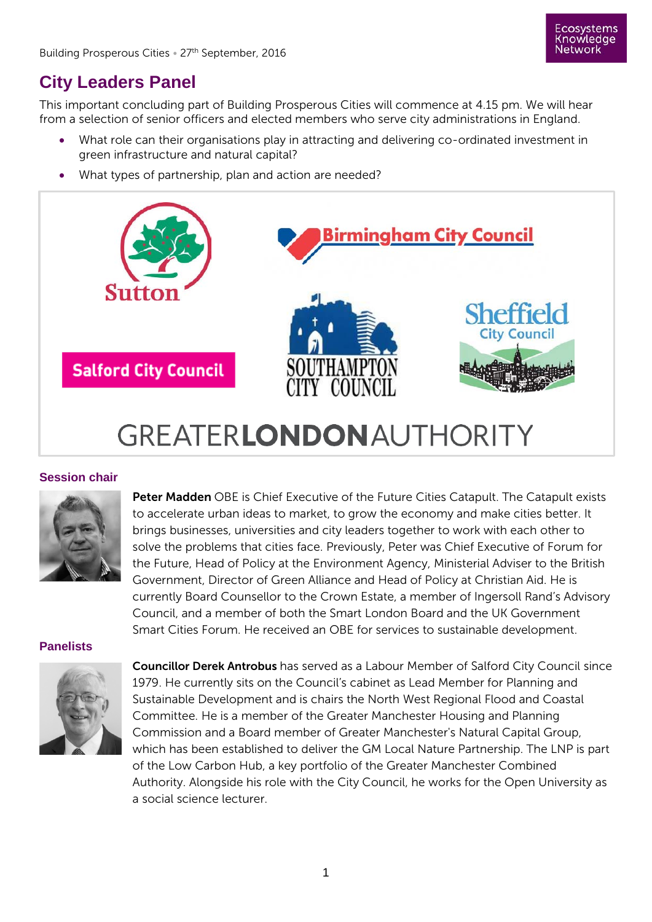# City Leaders Panel

This important concluding part of Building Prosperous Cities will commence at 4.15 pm. We will hear from a selection of senior officers and elected members who serve city administrations in England.

- What role can their organisations play in attracting and delivering co-ordinated investment in green infrastructure and natural capital?
- What types of partnership, plan and action are needed?

Sutton

Birmingham City Council

Salford City Council

SOUTHAMPTON CITY COUNCIL

Sheffield City Council

GREATER**LONDON**AUTHORITY

### Session chair

**Peter Madden** OBE is Chief Executive of the Future Cities Catapult. The Catapult exists to accelerate urban ideas to market, to grow the economy and make cities better. It brings businesses, universities and city leaders together to work with each other to solve the problems that cities face. Previously, Peter was Chief Executive of Forum for the Future, Head of Policy at the Environment Agency, Ministerial Adviser to the British Government, Director of Green Alliance and Head of Policy at Christian Aid. He is currently Board Counsellor to the Crown Estate, a member of Ingersoll Rand's Advisory Council, and a member of both the Smart London Board and the UK Government Smart Cities Forum. He received an OBE for services to sustainable development.

### Panelists

**Councillor Derek Antrobus** has served as a Labour Member of Salford City Council since 1979. He currently sits on the Council's cabinet as Lead Member for Planning and Sustainable Development and is chairs the North West Regional Flood and Coastal Committee. He is a member of the Greater Manchester Housing and Planning Commission and a Board member of Greater Manchester's Natural Capital Group, which has been established to deliver the GM Local Nature Partnership. The LNP is part of the Low Carbon Hub, a key portfolio of the Greater Manchester Combined Authority. Alongside his role with the City Council, he works for the Open University as a social science lecturer.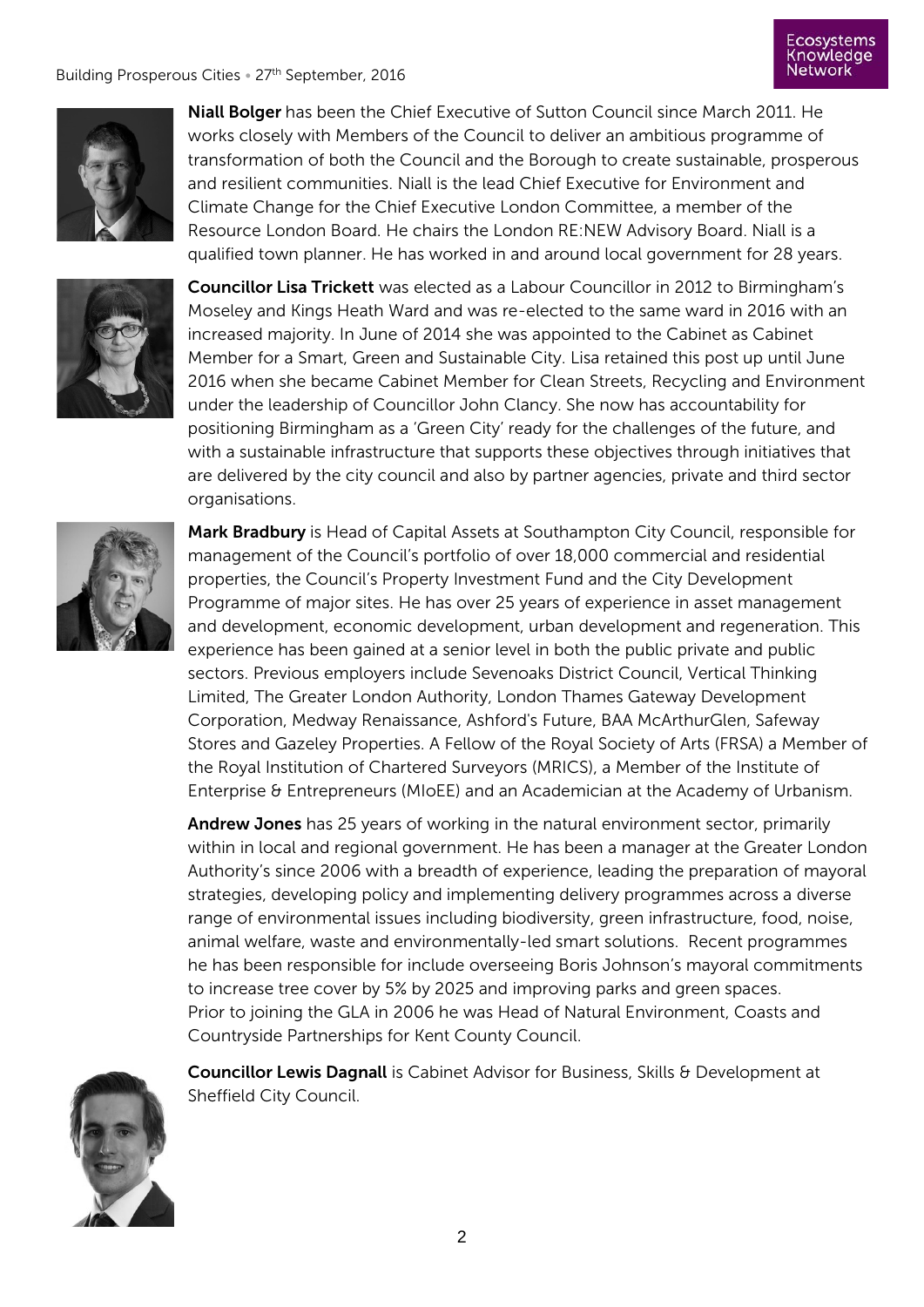**Niall Bolger** has been the Chief Executive of Sutton Council since March 2011. He works closely with Members of the Council to deliver an ambitious programme of transformation of both the Council and the Borough to create sustainable, prosperous and resilient communities. Niall is the lead Chief Executive for Environment and Climate Change for the Chief Executive London Committee, a member of the Resource London Board. He chairs the London RE:NEW Advisory Board. Niall is a qualified town planner. He has worked in and around local government for 28 years.

**Councillor Lisa Trickett** was elected as a Labour Councillor in 2012 to Birmingham's Moseley and Kings Heath Ward and was re-elected to the same ward in 2016 with an increased majority. In June of 2014 she was appointed to the Cabinet as Cabinet Member for a Smart, Green and Sustainable City. Lisa retained this post up until June 2016 when she became Cabinet Member for Clean Streets, Recycling and Environment under the leadership of Councillor John Clancy. She now has accountability for positioning Birmingham as a 'Green City' ready for the challenges of the future, and with a sustainable infrastructure that supports these objectives through initiatives that are delivered by the city council and also by partner agencies, private and third sector organisations.

**Mark Bradbury** is Head of Capital Assets at Southampton City Council, responsible for management of the Council's portfolio of over 18,000 commercial and residential properties, the Council's Property Investment Fund and the City Development Programme of major sites. He has over 25 years of experience in asset management and development, economic development, urban development and regeneration. This experience has been gained at a senior level in both the public private and public sectors. Previous employers include Sevenoaks District Council, Vertical Thinking Limited, The Greater London Authority, London Thames Gateway Development Corporation, Medway Renaissance, Ashford's Future, BAA McArthurGlen, Safeway Stores and Gazeley Properties. A Fellow of the Royal Society of Arts (FRSA) a Member of the Royal Institution of Chartered Surveyors (MRICS), a Member of the Institute of Enterprise & Entrepreneurs (MIoEE) and an Academician at the Academy of Urbanism.

**Andrew Jones** has 25 years of working in the natural environment sector, primarily within in local and regional government. He has been a manager at the Greater London Authority's since 2006 with a breadth of experience, leading the preparation of mayoral strategies, developing policy and implementing delivery programmes across a diverse range of environmental issues including biodiversity, green infrastructure, food, noise, animal welfare, waste and environmentally-led smart solutions. Recent programmes he has been responsible for include overseeing Boris Johnson's mayoral commitments to increase tree cover by 5% by 2025 and improving parks and green spaces. Prior to joining the GLA in 2006 he was Head of Natural Environment, Coasts and Countryside Partnerships for Kent County Council.

**Councillor Lewis Dagnall** is Cabinet Advisor for Business, Skills & Development at Sheffield City Council.